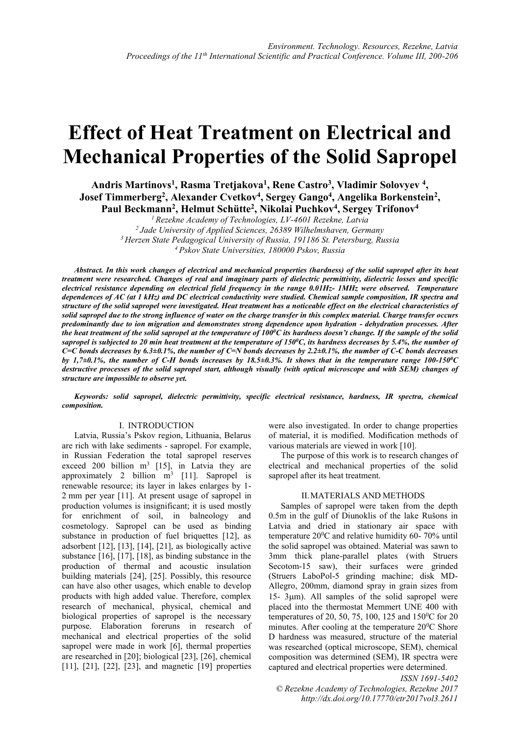# Effect of Heat Treatment on Electrical and Mechanical Properties of the Solid Sapropel

**Andris Martinovs[1], Rasma Tretjakova[1], Rene Castro[3], Vladimir Solovyev [4], Josef Timmerberg[2], Alexander Cvetkov[4], Sergey Gango[4], Angelika Borkenstein[2], Paul Beckmann[2], Helmut Schütte[2], Nikolai Puchkov[4], Sergey Trifonov[4]**

*[1] Rezekne Academy of Technologies, LV-4601 Rezekne, Latvia*
*[2] Jade University of Applied Sciences, 26389 Wilhelmshaven, Germany*
*[3] Herzen State Pedagogical University of Russia, 191186 St. Petersburg, Russia*
*[4] Pskov State Universities, 180000 Pskov, Russia*

***Abstract.** In this work changes of electrical and mechanical properties (hardness) of the solid sapropel after its heat treatment were researched. Changes of real and imaginary parts of dielectric permittivity, dielectric losses and specific electrical resistance depending on electrical field frequency in the range 0.01Hz- 1MHz were observed. Temperature dependences of AC (at 1 kHz) and DC electrical conductivity were studied. Chemical sample composition, IR spectra and structure of the solid sapropel were investigated. Heat treatment has a noticeable effect on the electrical characteristics of solid sapropel due to the strong influence of water on the charge transfer in this complex material. Charge transfer occurs predominantly due to ion migration and demonstrates strong dependence upon hydration - dehydration processes. After the heat treatment of the solid sapropel at the temperature of $100^0C$ its hardness doesn't change. If the sample of the solid sapropel is subjected to 20 min heat treatment at the temperature of $150^0C$, its hardness decreases by 5.4%, the number of C=C bonds decreases by 6.3±0.1%, the number of C=N bonds decreases by 2.2±0.1%, the number of C-C bonds decreases by 1,7±0.1%, the number of C-H bonds increases by 18.5±0.3%. It shows that in the temperature range 100-150$^0C$ destructive processes of the solid sapropel start, although visually (with optical microscope and with SEM) changes of structure are impossible to observe yet.*

***Keywords:** solid sapropel, dielectric permittivity, specific electrical resistance, hardness, IR spectra, chemical composition.*

## I. INTRODUCTION

Latvia, Russia's Pskov region, Lithuania, Belarus are rich with lake sediments - sapropel. For example, in Russian Federation the total sapropel reserves exceed 200 billion $m^3$ [15], in Latvia they are approximately 2 billion $m^3$ [11]. Sapropel is renewable resource; its layer in lakes enlarges by 1-2 mm per year [11]. At present usage of sapropel in production volumes is insignificant; it is used mostly for enrichment of soil, in balneology and cosmetology. Sapropel can be used as binding substance in production of fuel briquettes [12], as adsorbent [12], [13], [14], [21], as biologically active substance [16], [17], [18], as binding substance in the production of thermal and acoustic insulation building materials [24], [25]. Possibly, this resource can have also other usages, which enable to develop products with high added value. Therefore, complex research of mechanical, physical, chemical and biological properties of sapropel is the necessary purpose. Elaboration foreruns in research of mechanical and electrical properties of the solid sapropel were made in work [6], thermal properties are researched in [20]; biological [23], [26], chemical [11], [21], [22], [23], and magnetic [19] properties were also investigated. In order to change properties of material, it is modified. Modification methods of various materials are viewed in work [10].

The purpose of this work is to research changes of electrical and mechanical properties of the solid sapropel after its heat treatment.

## II. MATERIALS AND METHODS

Samples of sapropel were taken from the depth 0.5m in the gulf of Diunoklis of the lake Rušons in Latvia and dried in stationary air space with temperature $20^0C$ and relative humidity 60- 70% until the solid sapropel was obtained. Material was sawn to 3mm thick plane-parallel plates (with Struers Secotom-15 saw), their surfaces were grinded (Struers LaboPol-5 grinding machine; disk MD-Allegro, 200mm, diamond spray in grain sizes from 15- 3μm). All samples of the solid sapropel were placed into the thermostat Memmert UNE 400 with temperatures of 20, 50, 75, 100, 125 and $150^0C$ for 20 minutes. After cooling at the temperature $20^0C$ Shore D hardness was measured, structure of the material was researched (optical microscope, SEM), chemical composition was determined (SEM), IR spectra were captured and electrical properties were determined.

*ISSN 1691-5402*
*© Rezekne Academy of Technologies, Rezekne 2017*
*http://dx.doi.org/10.17770/etr2017vol3.2611*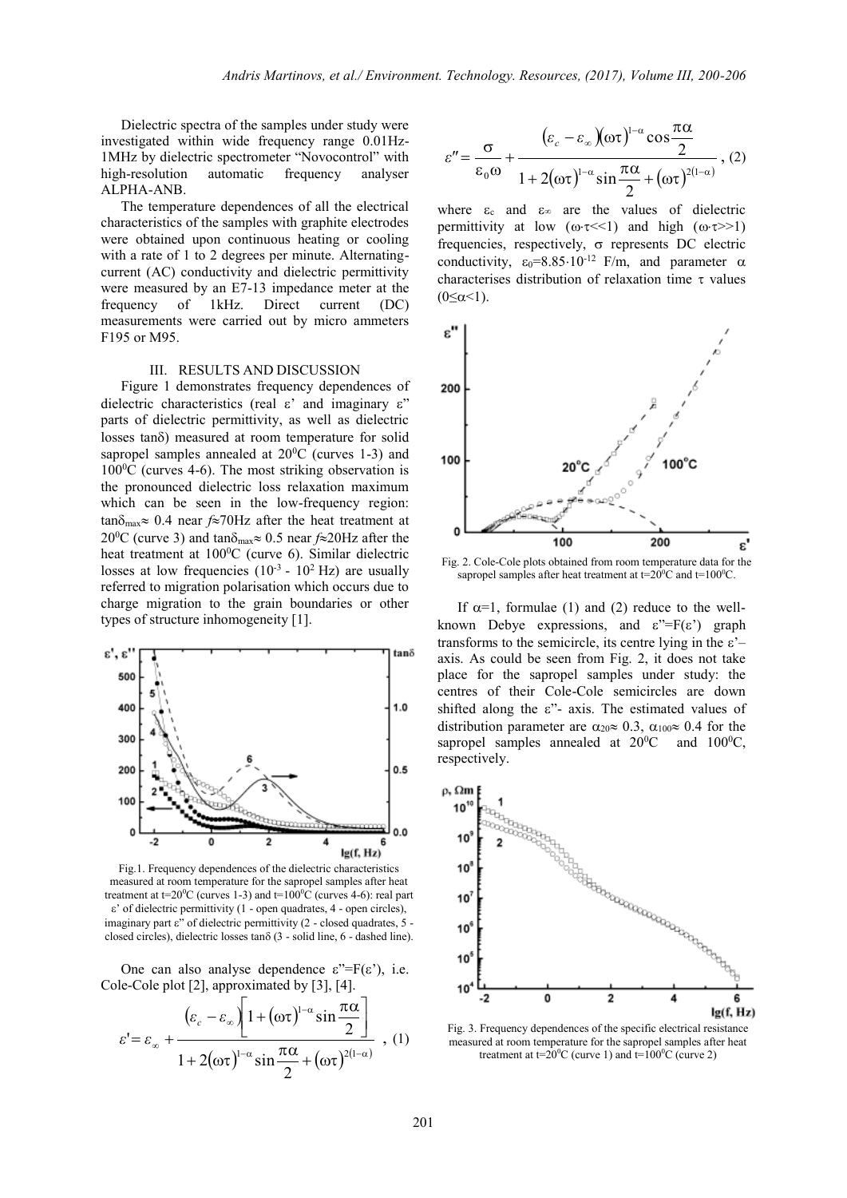Dielectric spectra of the samples under study were investigated within wide frequency range 0.01Hz-1MHz by dielectric spectrometer "Novocontrol" with high-resolution automatic frequency analyser ALPHA-ANB.

The temperature dependences of all the electrical characteristics of the samples with graphite electrodes were obtained upon continuous heating or cooling with a rate of 1 to 2 degrees per minute. Alternating-current (AC) conductivity and dielectric permittivity were measured by an E7-13 impedance meter at the frequency of 1kHz. Direct current (DC) measurements were carried out by micro ammeters F195 or M95.

## III. RESULTS AND DISCUSSION

Figure 1 demonstrates frequency dependences of dielectric characteristics (real ε' and imaginary ε" parts of dielectric permittivity, as well as dielectric losses tanδ) measured at room temperature for solid sapropel samples annealed at $20^0$C (curves 1-3) and $100^0$C (curves 4-6). The most striking observation is the pronounced dielectric loss relaxation maximum which can be seen in the low-frequency region: $\tan\delta_{max} \approx 0.4$ near $f \approx 70$Hz after the heat treatment at $20^0$C (curve 3) and $\tan\delta_{max} \approx 0.5$ near $f \approx 20$Hz after the heat treatment at $100^0$C (curve 6). Similar dielectric losses at low frequencies ($10^{-3}$ - $10^2$ Hz) are usually referred to migration polarisation which occurs due to charge migration to the grain boundaries or other types of structure inhomogeneity [1].

Fig.1. Frequency dependences of the dielectric characteristics measured at room temperature for the sapropel samples after heat treatment at t=$20^0$C (curves 1-3) and t=$100^0$C (curves 4-6): real part ε' of dielectric permittivity (1 - open quadrates, 4 - open circles), imaginary part ε" of dielectric permittivity (2 - closed quadrates, 5 - closed circles), dielectric losses tanδ (3 - solid line, 6 - dashed line).

One can also analyse dependence ε"=F(ε'), i.e. Cole-Cole plot [2], approximated by [3], [4].

$$\varepsilon' = \varepsilon_\infty + \frac{(\varepsilon_c - \varepsilon_\infty)\left[1 + (\omega\tau)^{1-\alpha}\sin\dfrac{\pi\alpha}{2}\right]}{1 + 2(\omega\tau)^{1-\alpha}\sin\dfrac{\pi\alpha}{2} + (\omega\tau)^{2(1-\alpha)}} , \quad (1)$$

$$\varepsilon'' = \frac{\sigma}{\varepsilon_0\omega} + \frac{(\varepsilon_c - \varepsilon_\infty)(\omega\tau)^{1-\alpha}\cos\dfrac{\pi\alpha}{2}}{1 + 2(\omega\tau)^{1-\alpha}\sin\dfrac{\pi\alpha}{2} + (\omega\tau)^{2(1-\alpha)}} , \quad (2)$$

where $\varepsilon_c$ and $\varepsilon_\infty$ are the values of dielectric permittivity at low ($\omega\cdot\tau<<1$) and high ($\omega\cdot\tau>>1$) frequencies, respectively, σ represents DC electric conductivity, $\varepsilon_0=8.85\cdot10^{-12}$ F/m, and parameter α characterises distribution of relaxation time τ values ($0\leq\alpha<1$).

Fig. 2. Cole-Cole plots obtained from room temperature data for the sapropel samples after heat treatment at t=$20^0$C and t=$100^0$C.

If α=1, formulae (1) and (2) reduce to the well-known Debye expressions, and ε"=F(ε') graph transforms to the semicircle, its centre lying in the ε'–axis. As could be seen from Fig. 2, it does not take place for the sapropel samples under study: the centres of their Cole-Cole semicircles are down shifted along the ε"- axis. The estimated values of distribution parameter are $\alpha_{20} \approx 0.3$, $\alpha_{100} \approx 0.4$ for the sapropel samples annealed at $20^0$C and $100^0$C, respectively.

Fig. 3. Frequency dependences of the specific electrical resistance measured at room temperature for the sapropel samples after heat treatment at t=$20^0$C (curve 1) and t=$100^0$C (curve 2)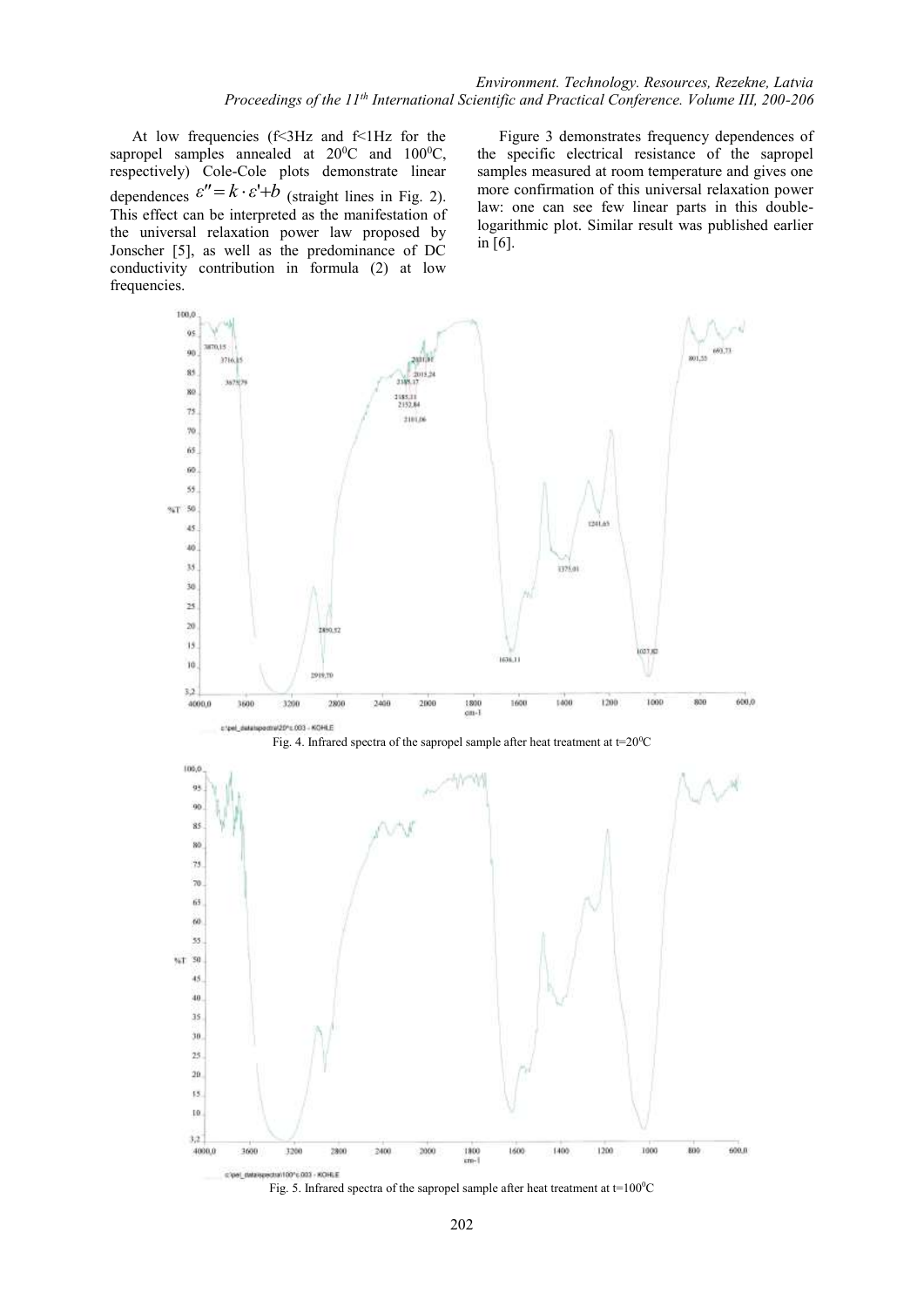At low frequencies (f<3Hz and f<1Hz for the sapropel samples annealed at $20^0$C and $100^0$C, respectively) Cole-Cole plots demonstrate linear dependences $\varepsilon'' = k \cdot \varepsilon' + b$ (straight lines in Fig. 2). This effect can be interpreted as the manifestation of the universal relaxation power law proposed by Jonscher [5], as well as the predominance of DC conductivity contribution in formula (2) at low frequencies.

Figure 3 demonstrates frequency dependences of the specific electrical resistance of the sapropel samples measured at room temperature and gives one more confirmation of this universal relaxation power law: one can see few linear parts in this double-logarithmic plot. Similar result was published earlier in [6].

Fig. 4. Infrared spectra of the sapropel sample after heat treatment at t=$20^0$C

Fig. 5. Infrared spectra of the sapropel sample after heat treatment at t=$100^0$C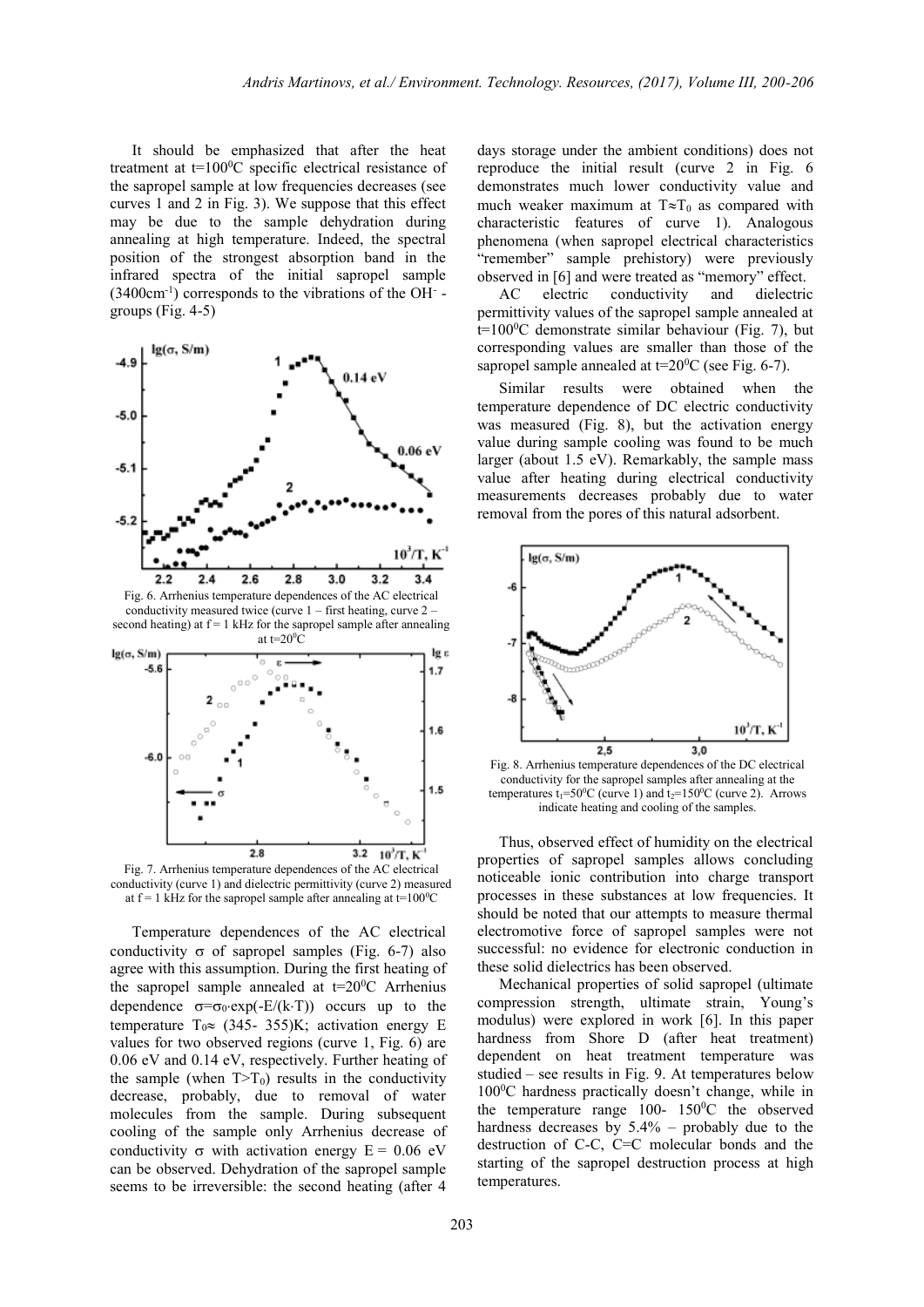It should be emphasized that after the heat treatment at $t=100^0C$ specific electrical resistance of the sapropel sample at low frequencies decreases (see curves 1 and 2 in Fig. 3). We suppose that this effect may be due to the sample dehydration during annealing at high temperature. Indeed, the spectral position of the strongest absorption band in the infrared spectra of the initial sapropel sample ($3400cm^{-1}$) corresponds to the vibrations of the $OH^-$ -groups (Fig. 4-5)

Fig. 6. Arrhenius temperature dependences of the AC electrical conductivity measured twice (curve 1 – first heating, curve 2 – second heating) at f = 1 kHz for the sapropel sample after annealing at $t=20^0C$

Fig. 7. Arrhenius temperature dependences of the AC electrical conductivity (curve 1) and dielectric permittivity (curve 2) measured at f = 1 kHz for the sapropel sample after annealing at $t=100^0C$

Temperature dependences of the AC electrical conductivity $\sigma$ of sapropel samples (Fig. 6-7) also agree with this assumption. During the first heating of the sapropel sample annealed at $t=20^0C$ Arrhenius dependence $\sigma=\sigma_0\cdot\exp(-E/(k\cdot T))$ occurs up to the temperature $T_0\approx$ (345- 355)K; activation energy E values for two observed regions (curve 1, Fig. 6) are 0.06 eV and 0.14 eV, respectively. Further heating of the sample (when $T>T_0$) results in the conductivity decrease, probably, due to removal of water molecules from the sample. During subsequent cooling of the sample only Arrhenius decrease of conductivity $\sigma$ with activation energy E = 0.06 eV can be observed. Dehydration of the sapropel sample seems to be irreversible: the second heating (after 4 days storage under the ambient conditions) does not reproduce the initial result (curve 2 in Fig. 6 demonstrates much lower conductivity value and much weaker maximum at $T\approx T_0$ as compared with characteristic features of curve 1). Analogous phenomena (when sapropel electrical characteristics "remember" sample prehistory) were previously observed in [6] and were treated as "memory" effect.

AC electric conductivity and dielectric permittivity values of the sapropel sample annealed at $t=100^0C$ demonstrate similar behaviour (Fig. 7), but corresponding values are smaller than those of the sapropel sample annealed at $t=20^0C$ (see Fig. 6-7).

Similar results were obtained when the temperature dependence of DC electric conductivity was measured (Fig. 8), but the activation energy value during sample cooling was found to be much larger (about 1.5 eV). Remarkably, the sample mass value after heating during electrical conductivity measurements decreases probably due to water removal from the pores of this natural adsorbent.

Fig. 8. Arrhenius temperature dependences of the DC electrical conductivity for the sapropel samples after annealing at the temperatures $t_1=50^0C$ (curve 1) and $t_2=150^0C$ (curve 2). Arrows indicate heating and cooling of the samples.

Thus, observed effect of humidity on the electrical properties of sapropel samples allows concluding noticeable ionic contribution into charge transport processes in these substances at low frequencies. It should be noted that our attempts to measure thermal electromotive force of sapropel samples were not successful: no evidence for electronic conduction in these solid dielectrics has been observed.

Mechanical properties of solid sapropel (ultimate compression strength, ultimate strain, Young's modulus) were explored in work [6]. In this paper hardness from Shore D (after heat treatment) dependent on heat treatment temperature was studied – see results in Fig. 9. At temperatures below $100^0C$ hardness practically doesn't change, while in the temperature range 100- $150^0C$ the observed hardness decreases by 5.4% – probably due to the destruction of C-C, C=C molecular bonds and the starting of the sapropel destruction process at high temperatures.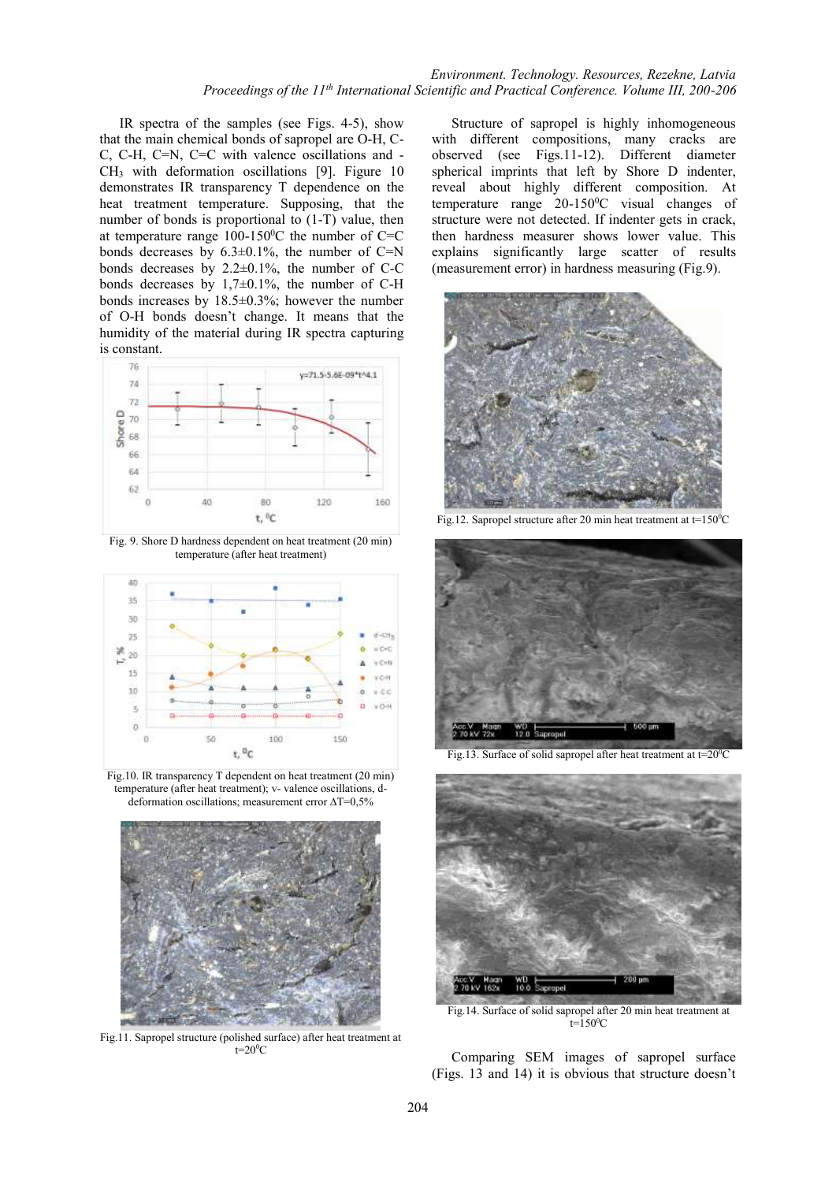IR spectra of the samples (see Figs. 4-5), show that the main chemical bonds of sapropel are O-H, C-C, C-H, C=N, C=C with valence oscillations and -$CH_3$ with deformation oscillations [9]. Figure 10 demonstrates IR transparency T dependence on the heat treatment temperature. Supposing, that the number of bonds is proportional to (1-T) value, then at temperature range 100-150$^0$C the number of C=C bonds decreases by 6.3±0.1%, the number of C=N bonds decreases by 2.2±0.1%, the number of C-C bonds decreases by 1,7±0.1%, the number of C-H bonds increases by 18.5±0.3%; however the number of O-H bonds doesn't change. It means that the humidity of the material during IR spectra capturing is constant.

Fig. 9. Shore D hardness dependent on heat treatment (20 min) temperature (after heat treatment)

Fig.10. IR transparency T dependent on heat treatment (20 min) temperature (after heat treatment); v- valence oscillations, d-deformation oscillations; measurement error ΔT=0,5%

Fig.11. Sapropel structure (polished surface) after heat treatment at t=20$^0$C

Structure of sapropel is highly inhomogeneous with different compositions, many cracks are observed (see Figs.11-12). Different diameter spherical imprints that left by Shore D indenter, reveal about highly different composition. At temperature range 20-150$^0$C visual changes of structure were not detected. If indenter gets in crack, then hardness measurer shows lower value. This explains significantly large scatter of results (measurement error) in hardness measuring (Fig.9).

Fig.12. Sapropel structure after 20 min heat treatment at t=150$^0$C

Fig.13. Surface of solid sapropel after heat treatment at t=20$^0$C

Fig.14. Surface of solid sapropel after 20 min heat treatment at t=150$^0$C

Comparing SEM images of sapropel surface (Figs. 13 and 14) it is obvious that structure doesn't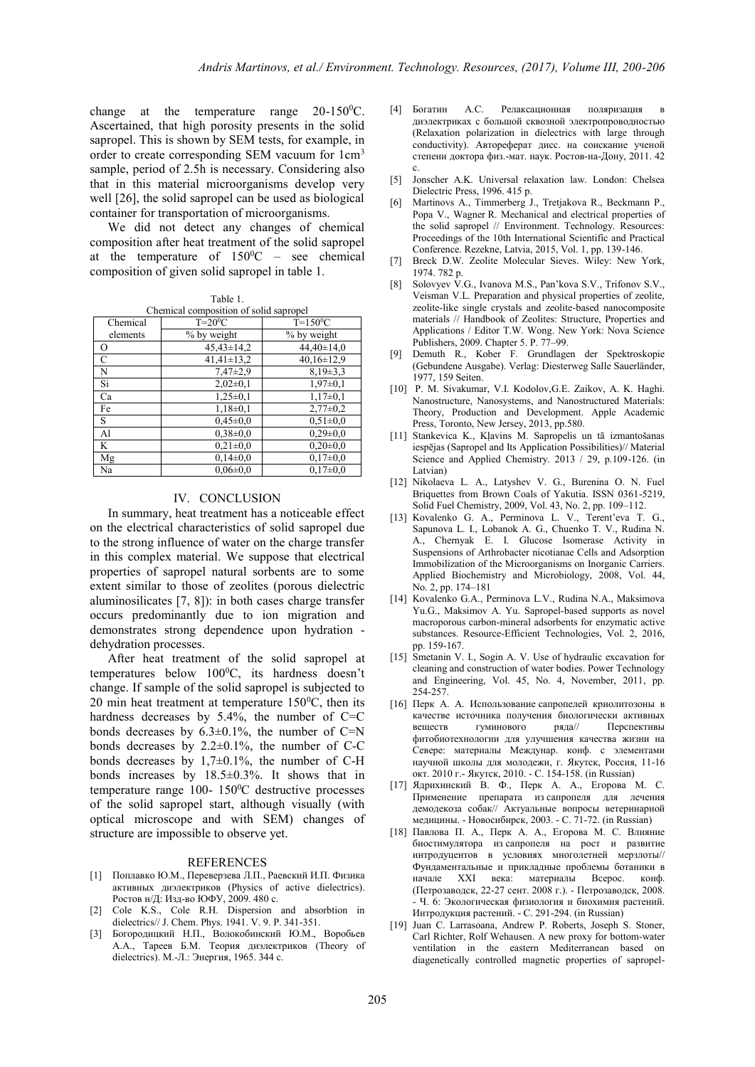change at the temperature range 20-150$^0$C. Ascertained, that high porosity presents in the solid sapropel. This is shown by SEM tests, for example, in order to create corresponding SEM vacuum for 1cm$^3$ sample, period of 2.5h is necessary. Considering also that in this material microorganisms develop very well [26], the solid sapropel can be used as biological container for transportation of microorganisms.

We did not detect any changes of chemical composition after heat treatment of the solid sapropel at the temperature of 150$^0$C – see chemical composition of given solid sapropel in table 1.

Table 1.
Chemical composition of solid sapropel

| Chemical elements | T=20$^0$C<br>% by weight | T=150$^0$C<br>% by weight |
|---|---|---|
| O | 45,43±14,2 | 44,40±14,0 |
| C | 41,41±13,2 | 40,16±12,9 |
| N | 7,47±2,9 | 8,19±3,3 |
| Si | 2,02±0,1 | 1,97±0,1 |
| Ca | 1,25±0,1 | 1,17±0,1 |
| Fe | 1,18±0,1 | 2,77±0,2 |
| S | 0,45±0,0 | 0,51±0,0 |
| Al | 0,38±0,0 | 0,29±0,0 |
| K | 0,21±0,0 | 0,20±0,0 |
| Mg | 0,14±0,0 | 0,17±0,0 |
| Na | 0,06±0,0 | 0,17±0,0 |

## IV. CONCLUSION

In summary, heat treatment has a noticeable effect on the electrical characteristics of solid sapropel due to the strong influence of water on the charge transfer in this complex material. We suppose that electrical properties of sapropel natural sorbents are to some extent similar to those of zeolites (porous dielectric aluminosilicates [7, 8]): in both cases charge transfer occurs predominantly due to ion migration and demonstrates strong dependence upon hydration - dehydration processes.

After heat treatment of the solid sapropel at temperatures below 100$^0$C, its hardness doesn't change. If sample of the solid sapropel is subjected to 20 min heat treatment at temperature 150$^0$C, then its hardness decreases by 5.4%, the number of C=C bonds decreases by 6.3±0.1%, the number of C=N bonds decreases by 2.2±0.1%, the number of C-C bonds decreases by 1,7±0.1%, the number of C-H bonds increases by 18.5±0.3%. It shows that in temperature range 100- 150$^0$C destructive processes of the solid sapropel start, although visually (with optical microscope and with SEM) changes of structure are impossible to observe yet.

## REFERENCES

[1] Поплавко Ю.М., Переверзева Л.П., Раевский И.П. Физика активных диэлектриков (Physics of active dielectrics). Ростов н/Д: Изд-во ЮФУ, 2009. 480 с.

[2] Cole K.S., Cole R.H. Dispersion and absorbtion in dielectrics// J. Chem. Phys. 1941. V. 9. P. 341-351.

[3] Богородицкий Н.П., Волокобинский Ю.М., Воробьев А.А., Тареев Б.М. Теория диэлектриков (Theory of dielectrics). М.-Л.: Энергия, 1965. 344 с.

[4] Богатин А.С. Релаксационная поляризация в диэлектриках с большой сквозной электропроводностью (Relaxation polarization in dielectrics with large through conductivity). Автореферат дисс. на соискание ученой степени доктора физ.-мат. наук. Ростов-на-Дону, 2011. 42 с.

[5] Jonscher A.K. Universal relaxation law. London: Chelsea Dielectric Press, 1996. 415 p.

[6] Martinovs A., Timmerberg J., Tretjakova R., Beckmann P., Popa V., Wagner R. Mechanical and electrical properties of the solid sapropel // Environment. Technology. Resources: Proceedings of the 10th International Scientific and Practical Conference. Rezekne, Latvia, 2015, Vol. 1, pp. 139-146.

[7] Breck D.W. Zeolite Molecular Sieves. Wiley: New York, 1974. 782 p.

[8] Solovyev V.G., Ivanova M.S., Pan'kova S.V., Trifonov S.V., Veisman V.L. Preparation and physical properties of zeolite, zeolite-like single crystals and zeolite-based nanocomposite materials // Handbook of Zeolites: Structure, Properties and Applications / Editor T.W. Wong. New York: Nova Science Publishers, 2009. Chapter 5. P. 77–99.

[9] Demuth R., Kober F. Grundlagen der Spektroskopie (Gebundene Ausgabe). Verlag: Diesterweg Salle Sauerländer, 1977, 159 Seiten.

[10] P. M. Sivakumar, V.I. Kodolov,G.E. Zaikov, A. K. Haghi. Nanostructure, Nanosystems, and Nanostructured Materials: Theory, Production and Development. Apple Academic Press, Toronto, New Jersey, 2013, pp.580.

[11] Stankevica K., Kļavins M. Sapropelis un tā izmantošanas iespējas (Sapropel and Its Application Possibilities)// Material Science and Applied Chemistry. 2013 / 29, p.109-126. (in Latvian)

[12] Nikolaeva L. A., Latyshev V. G., Burenina O. N. Fuel Briquettes from Brown Coals of Yakutia. ISSN 0361-5219, Solid Fuel Chemistry, 2009, Vol. 43, No. 2, pp. 109–112.

[13] Kovalenko G. A., Perminova L. V., Terent'eva T. G., Sapunova L. I., Lobanok A. G., Chuenko T. V., Rudina N. A., Chernyak E. I. Glucose Isomerase Activity in Suspensions of Arthrobacter nicotianae Cells and Adsorption Immobilization of the Microorganisms on Inorganic Carriers. Applied Biochemistry and Microbiology, 2008, Vol. 44, No. 2, pp. 174–181

[14] Kovalenko G.A., Perminova L.V., Rudina N.A., Maksimova Yu.G., Maksimov A. Yu. Sapropel-based supports as novel macroporous carbon-mineral adsorbents for enzymatic active substances. Resource-Efficient Technologies, Vol. 2, 2016, pp. 159-167.

[15] Smetanin V. I., Sogin A. V. Use of hydraulic excavation for cleaning and construction of water bodies. Power Technology and Engineering, Vol. 45, No. 4, November, 2011, pp. 254-257.

[16] Перк А. А. Использование сапропелей криолитозоны в качестве источника получения биологически активных веществ гуминового ряда// Перспективы фитобиотехнологии для улучшения качества жизни на Севере: материалы Междунар. конф. с элементами научной школы для молодежи, г. Якутск, Россия, 11-16 окт. 2010 г.- Якутск, 2010. - С. 154-158. (in Russian)

[17] Ядрихинский В. Ф., Перк А. А., Егорова М. С. Применение препарата из сапропеля для лечения демодекоза собак// Актуальные вопросы ветеринарной медицины. - Новосибирск, 2003. - С. 71-72. (in Russian)

[18] Павлова П. А., Перк А. А., Егорова М. С. Влияние биостимулятора из сапропеля на рост и развитие интродуцентов в условиях многолетней мерзлоты// Фундаментальные и прикладные проблемы ботаники в начале XXI века: материалы Всерос. конф. (Петрозаводск, 22-27 сент. 2008 г.). - Петрозаводск, 2008. - Ч. 6: Экологическая физиология и биохимия растений. Интродукция растений. - С. 291-294. (in Russian)

[19] Juan C. Larrasoana, Andrew P. Roberts, Joseph S. Stoner, Carl Richter, Rolf Wehausen. A new proxy for bottom-water ventilation in the eastern Mediterranean based on diagenetically controlled magnetic properties of sapropel-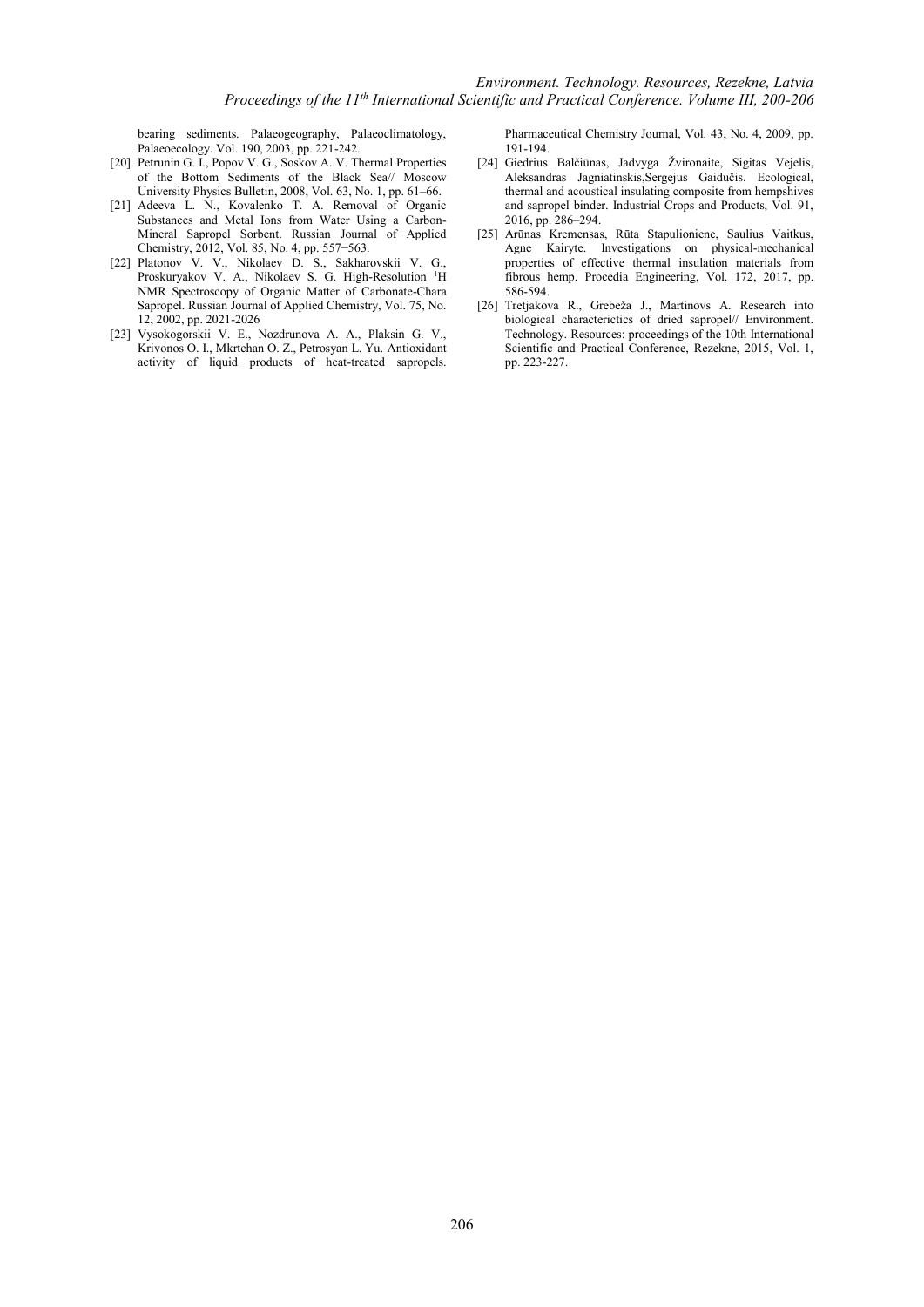bearing sediments. Palaeogeography, Palaeoclimatology, Palaeoecology. Vol. 190, 2003, pp. 221-242.

[20] Petrunin G. I., Popov V. G., Soskov A. V. Thermal Properties of the Bottom Sediments of the Black Sea// Moscow University Physics Bulletin, 2008, Vol. 63, No. 1, pp. 61–66.

[21] Adeeva L. N., Kovalenko T. A. Removal of Organic Substances and Metal Ions from Water Using a Carbon-Mineral Sapropel Sorbent. Russian Journal of Applied Chemistry, 2012, Vol. 85, No. 4, pp. 557−563.

[22] Platonov V. V., Nikolaev D. S., Sakharovskii V. G., Proskuryakov V. A., Nikolaev S. G. High-Resolution $^{1}H$ NMR Spectroscopy of Organic Matter of Carbonate-Chara Sapropel. Russian Journal of Applied Chemistry, Vol. 75, No. 12, 2002, pp. 2021-2026

[23] Vysokogorskii V. E., Nozdrunova A. A., Plaksin G. V., Krivonos O. I., Mkrtchan O. Z., Petrosyan L. Yu. Antioxidant activity of liquid products of heat-treated sapropels. Pharmaceutical Chemistry Journal, Vol. 43, No. 4, 2009, pp. 191-194.

[24] Giedrius Balčiūnas, Jadvyga Žvironaite, Sigitas Vejelis, Aleksandras Jagniatinskis,Sergejus Gaidučis. Ecological, thermal and acoustical insulating composite from hempshives and sapropel binder. Industrial Crops and Products, Vol. 91, 2016, pp. 286–294.

[25] Arūnas Kremensas, Rūta Stapulioniene, Saulius Vaitkus, Agne Kairyte. Investigations on physical-mechanical properties of effective thermal insulation materials from fibrous hemp. Procedia Engineering, Vol. 172, 2017, pp. 586-594.

[26] Tretjakova R., Grebeža J., Martinovs A. Research into biological characterictics of dried sapropel// Environment. Technology. Resources: proceedings of the 10th International Scientific and Practical Conference, Rezekne, 2015, Vol. 1, pp. 223-227.